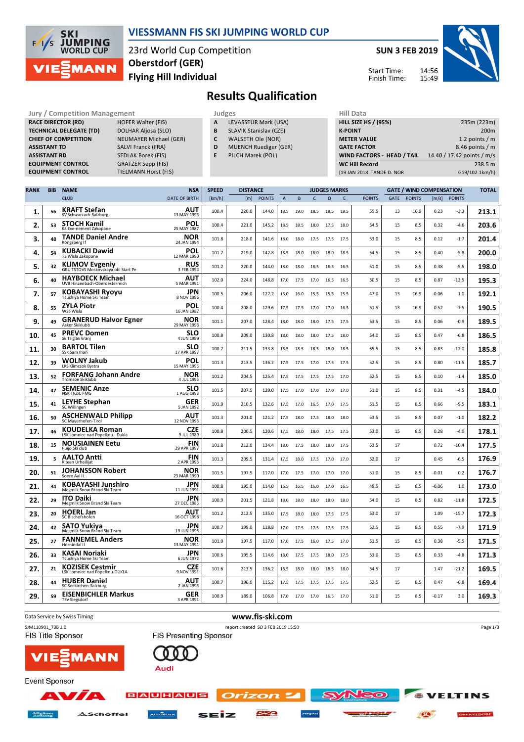# VIESSMANN FIS SKI JUMPING WORLD CUP

23rd World Cup Competition
Oberstdorf (GER)
Flying Hill Individual

SUN 3 FEB 2019

Start Time: 14:56
Finish Time: 15:49

## Results Qualification

| Jury / Competition Management | |
|---|---|
| RACE DIRECTOR (RD) | HOFER Walter (FIS) |
| TECHNICAL DELEGATE (TD) | DOLHAR Aljosa (SLO) |
| CHIEF OF COMPETITION | NEUMAYER Michael (GER) |
| ASSISTANT TD | SALVI Franck (FRA) |
| ASSISTANT RD | SEDLAK Borek (FIS) |
| EQUIPMENT CONTROL | GRATZER Sepp (FIS) |
| EQUIPMENT CONTROL | TIELMANN Horst (FIS) |

| Judges | |
|---|---|
| A | LEVASSEUR Mark (USA) |
| B | SLAVIK Stanislav (CZE) |
| C | WALSETH Ole (NOR) |
| D | MUENCH Ruediger (GER) |
| E | PILCH Marek (POL) |

| Hill Data | |
|---|---|
| HILL SIZE HS / (95%) | 235m (223m) |
| K-POINT | 200m |
| METER VALUE | 1.2 points / m |
| GATE FACTOR | 8.46 points / m |
| WIND FACTORS - HEAD / TAIL | 14.40 / 17.42 points / m/s |
| WC Hill Record | 238.5 m |
| (19 JAN 2018 TANDE D. NOR | G19/102.1km/h) |

| RANK | BIB | NAME / CLUB | NSA / DATE OF BIRTH | SPEED [km/h] | DISTANCE [m] | DISTANCE POINTS | A | B | C | D | E | JUDGES POINTS | GATE | GATE POINTS | WIND [m/s] | WIND POINTS | TOTAL |
|---|---|---|---|---|---|---|---|---|---|---|---|---|---|---|---|---|---|
| 1. | 56 | KRAFT Stefan<br>SV Schwarzach-Salzburg | AUT<br>13 MAY 1993 | 100.4 | 220.0 | 144.0 | 18.5 | 19.0 | 18.5 | 18.5 | 18.5 | 55.5 | 13 | 16.9 | 0.23 | -3.3 | 213.1 |
| 2. | 53 | STOCH Kamil<br>KS Eve-nement Zakopane | POL<br>25 MAY 1987 | 100.4 | 221.0 | 145.2 | 18.5 | 18.5 | 18.0 | 17.5 | 18.0 | 54.5 | 15 | 8.5 | 0.32 | -4.6 | 203.6 |
| 3. | 48 | TANDE Daniel Andre<br>Kongsberg If | NOR<br>24 JAN 1994 | 101.8 | 218.0 | 141.6 | 18.0 | 18.0 | 17.5 | 17.5 | 17.5 | 53.0 | 15 | 8.5 | 0.12 | -1.7 | 201.4 |
| 4. | 54 | KUBACKI Dawid<br>TS Wisla Zakopane | POL<br>12 MAR 1990 | 101.7 | 219.0 | 142.8 | 18.5 | 18.0 | 18.0 | 18.0 | 18.5 | 54.5 | 15 | 8.5 | 0.40 | -5.8 | 200.0 |
| 5. | 32 | KLIMOV Evgeniy<br>GBU TSTOVS Moskovskaya obl Start Pe | RUS<br>3 FEB 1994 | 101.2 | 220.0 | 144.0 | 18.0 | 18.0 | 16.5 | 16.5 | 16.5 | 51.0 | 15 | 8.5 | 0.38 | -5.5 | 198.0 |
| 6. | 40 | HAYBOECK Michael<br>UVB Hinzenbach-Oberoesterreich | AUT<br>5 MAR 1991 | 102.0 | 224.0 | 148.8 | 17.0 | 17.5 | 17.0 | 16.5 | 16.5 | 50.5 | 15 | 8.5 | 0.87 | -12.5 | 195.3 |
| 7. | 57 | KOBAYASHI Ryoyu<br>Tsuchiya Home Ski Team | JPN<br>8 NOV 1996 | 100.5 | 206.0 | 127.2 | 16.0 | 16.0 | 15.5 | 15.5 | 15.5 | 47.0 | 13 | 16.9 | -0.06 | 1.0 | 192.1 |
| 8. | 55 | ZYLA Piotr<br>WSS Wisla | POL<br>16 JAN 1987 | 100.4 | 208.0 | 129.6 | 17.5 | 17.5 | 17.0 | 17.0 | 16.5 | 51.5 | 13 | 16.9 | 0.52 | -7.5 | 190.5 |
| 9. | 49 | GRANERUD Halvor Egner<br>Asker Skiklubb | NOR<br>29 MAY 1996 | 101.1 | 207.0 | 128.4 | 18.0 | 18.0 | 18.0 | 17.5 | 17.5 | 53.5 | 15 | 8.5 | 0.06 | -0.9 | 189.5 |
| 10. | 45 | PREVC Domen<br>Sk Triglav kranj | SLO<br>4 JUN 1999 | 100.8 | 209.0 | 130.8 | 18.0 | 18.0 | 18.0 | 17.5 | 18.0 | 54.0 | 15 | 8.5 | 0.47 | -6.8 | 186.5 |
| 11. | 30 | BARTOL Tilen<br>SSK Sam Ihan | SLO<br>17 APR 1997 | 100.7 | 211.5 | 133.8 | 18.5 | 18.5 | 18.5 | 18.0 | 18.5 | 55.5 | 15 | 8.5 | 0.83 | -12.0 | 185.8 |
| 12. | 39 | WOLNY Jakub<br>LKS Klimczok Bystra | POL<br>15 MAY 1995 | 101.3 | 213.5 | 136.2 | 17.5 | 17.5 | 17.0 | 17.5 | 17.5 | 52.5 | 15 | 8.5 | 0.80 | -11.5 | 185.7 |
| 13. | 52 | FORFANG Johann Andre<br>Tromsoe Skiklubb | NOR<br>4 JUL 1995 | 101.2 | 204.5 | 125.4 | 17.5 | 17.5 | 17.5 | 17.5 | 17.0 | 52.5 | 15 | 8.5 | 0.10 | -1.4 | 185.0 |
| 14. | 47 | SEMENIC Anze<br>NSK TRZIC FMG | SLO<br>1 AUG 1993 | 101.5 | 207.5 | 129.0 | 17.5 | 17.0 | 17.0 | 17.0 | 17.0 | 51.0 | 15 | 8.5 | 0.31 | -4.5 | 184.0 |
| 15. | 41 | LEYHE Stephan<br>SC Willingen | GER<br>5 JAN 1992 | 101.9 | 210.5 | 132.6 | 17.5 | 17.0 | 16.5 | 17.0 | 17.5 | 51.5 | 15 | 8.5 | 0.66 | -9.5 | 183.1 |
| 16. | 50 | ASCHENWALD Philipp<br>SC Mayerhofen-Tirol | AUT<br>12 NOV 1995 | 101.3 | 201.0 | 121.2 | 17.5 | 18.0 | 17.5 | 18.0 | 18.0 | 53.5 | 15 | 8.5 | 0.07 | -1.0 | 182.2 |
| 17. | 46 | KOUDELKA Roman<br>LSK Lomnice nad Popelkou - Dukla | CZE<br>9 JUL 1989 | 100.8 | 200.5 | 120.6 | 17.5 | 18.0 | 18.0 | 17.5 | 17.5 | 53.0 | 15 | 8.5 | 0.28 | -4.0 | 178.1 |
| 18. | 15 | NOUSIAINEN Eetu<br>Puijo Ski club | FIN<br>29 APR 1997 | 101.8 | 212.0 | 134.4 | 18.0 | 17.5 | 18.0 | 18.0 | 17.5 | 53.5 | 17 | | 0.72 | -10.4 | 177.5 |
| 19. | 5 | AALTO Antti<br>Kiteen Urheilijat | FIN<br>2 APR 1995 | 101.3 | 209.5 | 131.4 | 17.5 | 18.0 | 17.5 | 17.0 | 17.0 | 52.0 | 17 | | 0.45 | -6.5 | 176.9 |
| 20. | 51 | JOHANSSON Robert<br>Soere Aal IL | NOR<br>23 MAR 1990 | 101.5 | 197.5 | 117.0 | 17.0 | 17.5 | 17.0 | 17.0 | 17.0 | 51.0 | 15 | 8.5 | -0.01 | 0.2 | 176.7 |
| 21. | 34 | KOBAYASHI Junshiro<br>Megmilk Snow Brand Ski Team | JPN<br>11 JUN 1991 | 100.8 | 195.0 | 114.0 | 16.5 | 16.5 | 16.0 | 17.0 | 16.5 | 49.5 | 15 | 8.5 | -0.06 | 1.0 | 173.0 |
| 22. | 29 | ITO Daiki<br>Megmilk Snow Brand Ski Team | JPN<br>27 DEC 1985 | 100.9 | 201.5 | 121.8 | 18.0 | 18.0 | 18.0 | 18.0 | 18.0 | 54.0 | 15 | 8.5 | 0.82 | -11.8 | 172.5 |
| 23. | 20 | HOERL Jan<br>SC Bischofshofen | AUT<br>16 OCT 1998 | 101.2 | 212.5 | 135.0 | 17.5 | 18.0 | 18.0 | 17.5 | 17.5 | 53.0 | 17 | | 1.09 | -15.7 | 172.3 |
| 24. | 42 | SATO Yukiya<br>Megmilk Snow Brand Ski Team | JPN<br>19 JUN 1995 | 100.7 | 199.0 | 118.8 | 17.0 | 17.5 | 17.5 | 17.5 | 17.5 | 52.5 | 15 | 8.5 | 0.55 | -7.9 | 171.9 |
| 25. | 27 | FANNEMEL Anders<br>Hornindal Il | NOR<br>13 MAY 1991 | 101.0 | 197.5 | 117.0 | 17.0 | 17.5 | 16.0 | 17.5 | 17.0 | 51.5 | 15 | 8.5 | 0.38 | -5.5 | 171.5 |
| 26. | 33 | KASAI Noriaki<br>Tsuchiya Home Ski Team | JPN<br>6 JUN 1972 | 100.6 | 195.5 | 114.6 | 18.0 | 17.5 | 17.5 | 18.0 | 17.5 | 53.0 | 15 | 8.5 | 0.33 | -4.8 | 171.3 |
| 27. | 21 | KOZISEK Cestmir<br>LSK Lomnice nad Popelkou-DUKLA | CZE<br>9 NOV 1991 | 101.6 | 213.5 | 136.2 | 18.5 | 18.0 | 18.0 | 18.5 | 18.0 | 54.5 | 17 | | 1.47 | -21.2 | 169.5 |
| 28. | 44 | HUBER Daniel<br>SC Seekirchen-Salzburg | AUT<br>2 JAN 1993 | 100.7 | 196.0 | 115.2 | 17.5 | 17.5 | 17.5 | 17.5 | 17.5 | 52.5 | 15 | 8.5 | 0.47 | -6.8 | 169.4 |
| 29. | 59 | EISENBICHLER Markus<br>TSV Siegsdorf | GER<br>3 APR 1991 | 100.9 | 189.0 | 106.8 | 17.0 | 17.0 | 17.0 | 16.5 | 17.0 | 51.0 | 15 | 8.5 | -0.17 | 3.0 | 169.3 |

Data Service by Swiss Timing — www.fis-ski.com

SJM110901_73B 1.0 — report created SO 3 FEB 2019 15:50

FIS Title Sponsor: VIESSMANN
FIS Presenting Sponsor: Audi
Event Sponsor: AVIA, BAUHAUS, Orizon, SyNeo, VELTINS, Schöffel, SEIZ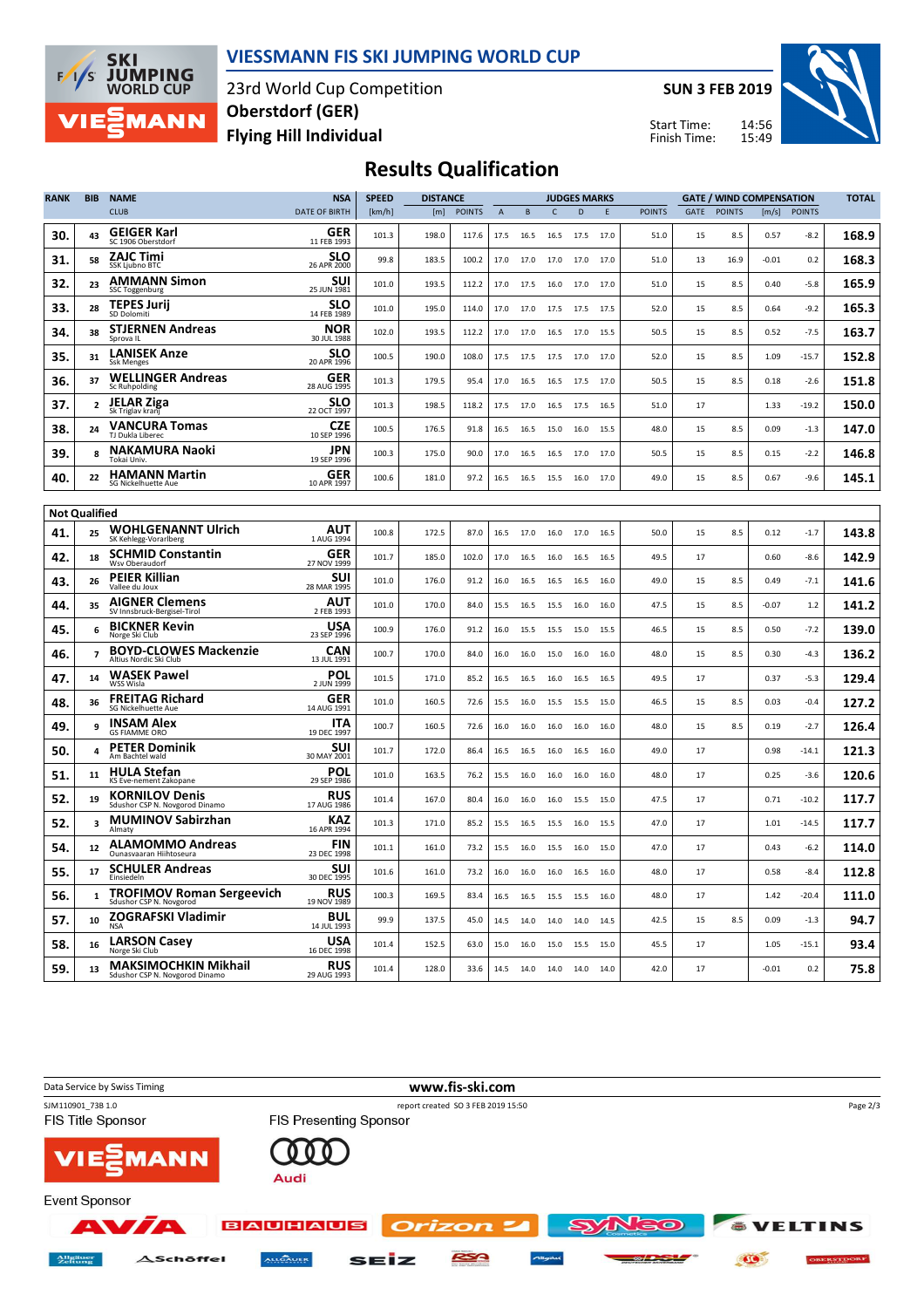# VIESSMANN FIS SKI JUMPING WORLD CUP

23rd World Cup Competition
Oberstdorf (GER)
Flying Hill Individual

SUN 3 FEB 2019

Start Time: 14:56
Finish Time: 15:49

## Results Qualification

| RANK | BIB | NAME / CLUB | NSA / DATE OF BIRTH | SPEED [km/h] | DISTANCE [m] | DISTANCE POINTS | A | B | C | D | E | JUDGES POINTS | GATE | GATE POINTS | WIND [m/s] | WIND POINTS | TOTAL |
|---|---|---|---|---|---|---|---|---|---|---|---|---|---|---|---|---|---|
| 30. | 43 | GEIGER Karl / SC 1906 Oberstdorf | GER / 11 FEB 1993 | 101.3 | 198.0 | 117.6 | 17.5 | 16.5 | 16.5 | 17.5 | 17.0 | 51.0 | 15 | 8.5 | 0.57 | -8.2 | 168.9 |
| 31. | 58 | ZAJC Timi / SSK Ljubno BTC | SLO / 26 APR 2000 | 99.8 | 183.5 | 100.2 | 17.0 | 17.0 | 17.0 | 17.0 | 17.0 | 51.0 | 13 | 16.9 | -0.01 | 0.2 | 168.3 |
| 32. | 23 | AMMANN Simon / SSC Toggenburg | SUI / 25 JUN 1981 | 101.0 | 193.5 | 112.2 | 17.0 | 17.5 | 16.0 | 17.0 | 17.0 | 51.0 | 15 | 8.5 | 0.40 | -5.8 | 165.9 |
| 33. | 28 | TEPES Jurij / SD Dolomiti | SLO / 14 FEB 1989 | 101.0 | 195.0 | 114.0 | 17.0 | 17.0 | 17.5 | 17.5 | 17.5 | 52.0 | 15 | 8.5 | 0.64 | -9.2 | 165.3 |
| 34. | 38 | STJERNEN Andreas / Sprova IL | NOR / 30 JUL 1988 | 102.0 | 193.5 | 112.2 | 17.0 | 17.0 | 16.5 | 17.0 | 15.5 | 50.5 | 15 | 8.5 | 0.52 | -7.5 | 163.7 |
| 35. | 31 | LANISEK Anze / Ssk Menges | SLO / 20 APR 1996 | 100.5 | 190.0 | 108.0 | 17.5 | 17.5 | 17.5 | 17.0 | 17.0 | 52.0 | 15 | 8.5 | 1.09 | -15.7 | 152.8 |
| 36. | 37 | WELLINGER Andreas / Sc Ruhpolding | GER / 28 AUG 1995 | 101.3 | 179.5 | 95.4 | 17.0 | 16.5 | 16.5 | 17.5 | 17.0 | 50.5 | 15 | 8.5 | 0.18 | -2.6 | 151.8 |
| 37. | 2 | JELAR Ziga / Sk Triglav kranj | SLO / 22 OCT 1997 | 101.3 | 198.5 | 118.2 | 17.5 | 17.0 | 16.5 | 17.5 | 16.5 | 51.0 | 17 | | 1.33 | -19.2 | 150.0 |
| 38. | 24 | VANCURA Tomas / TJ Dukla Liberec | CZE / 10 SEP 1996 | 100.5 | 176.5 | 91.8 | 16.5 | 16.5 | 15.0 | 16.0 | 15.5 | 48.0 | 15 | 8.5 | 0.09 | -1.3 | 147.0 |
| 39. | 8 | NAKAMURA Naoki / Tokai Univ. | JPN / 19 SEP 1996 | 100.3 | 175.0 | 90.0 | 17.0 | 16.5 | 16.5 | 17.0 | 17.0 | 50.5 | 15 | 8.5 | 0.15 | -2.2 | 146.8 |
| 40. | 22 | HAMANN Martin / SG Nickelhuette Aue | GER / 10 APR 1997 | 100.6 | 181.0 | 97.2 | 16.5 | 16.5 | 15.5 | 16.0 | 17.0 | 49.0 | 15 | 8.5 | 0.67 | -9.6 | 145.1 |

### Not Qualified

| RANK | BIB | NAME / CLUB | NSA / DATE OF BIRTH | SPEED [km/h] | DISTANCE [m] | DISTANCE POINTS | A | B | C | D | E | JUDGES POINTS | GATE | GATE POINTS | WIND [m/s] | WIND POINTS | TOTAL |
|---|---|---|---|---|---|---|---|---|---|---|---|---|---|---|---|---|---|
| 41. | 25 | WOHLGENANNT Ulrich / SK Kehlegg-Vorarlberg | AUT / 1 AUG 1994 | 100.8 | 172.5 | 87.0 | 16.5 | 17.0 | 16.0 | 17.0 | 16.5 | 50.0 | 15 | 8.5 | 0.12 | -1.7 | 143.8 |
| 42. | 18 | SCHMID Constantin / Wsv Oberaudorf | GER / 27 NOV 1999 | 101.7 | 185.0 | 102.0 | 17.0 | 16.5 | 16.0 | 16.5 | 16.5 | 49.5 | 17 | | 0.60 | -8.6 | 142.9 |
| 43. | 26 | PEIER Killian / Vallee du Joux | SUI / 28 MAR 1995 | 101.0 | 176.0 | 91.2 | 16.0 | 16.5 | 16.5 | 16.5 | 16.0 | 49.0 | 15 | 8.5 | 0.49 | -7.1 | 141.6 |
| 44. | 35 | AIGNER Clemens / SV Innsbruck-Bergisel-Tirol | AUT / 2 FEB 1993 | 101.0 | 170.0 | 84.0 | 15.5 | 16.5 | 15.5 | 16.0 | 16.0 | 47.5 | 15 | 8.5 | -0.07 | 1.2 | 141.2 |
| 45. | 6 | BICKNER Kevin / Norge Ski Club | USA / 23 SEP 1996 | 100.9 | 176.0 | 91.2 | 16.0 | 15.5 | 15.5 | 15.0 | 15.5 | 46.5 | 15 | 8.5 | 0.50 | -7.2 | 139.0 |
| 46. | 7 | BOYD-CLOWES Mackenzie / Altius Nordic Ski Club | CAN / 13 JUL 1991 | 100.7 | 170.0 | 84.0 | 16.0 | 16.0 | 15.0 | 16.0 | 16.0 | 48.0 | 15 | 8.5 | 0.30 | -4.3 | 136.2 |
| 47. | 14 | WASEK Pawel / WSS Wisla | POL / 2 JUN 1999 | 101.5 | 171.0 | 85.2 | 16.5 | 16.5 | 16.0 | 16.5 | 16.5 | 49.5 | 17 | | 0.37 | -5.3 | 129.4 |
| 48. | 36 | FREITAG Richard / SG Nickelhuette Aue | GER / 14 AUG 1991 | 101.0 | 160.5 | 72.6 | 15.5 | 16.0 | 15.5 | 15.5 | 15.0 | 46.5 | 15 | 8.5 | 0.03 | -0.4 | 127.2 |
| 49. | 9 | INSAM Alex / GS FIAMME ORO | ITA / 19 DEC 1997 | 100.7 | 160.5 | 72.6 | 16.0 | 16.0 | 16.0 | 16.0 | 16.0 | 48.0 | 15 | 8.5 | 0.19 | -2.7 | 126.4 |
| 50. | 4 | PETER Dominik / Am Bachtel wald | SUI / 30 MAY 2001 | 101.7 | 172.0 | 86.4 | 16.5 | 16.5 | 16.0 | 16.5 | 16.0 | 49.0 | 17 | | 0.98 | -14.1 | 121.3 |
| 51. | 11 | HULA Stefan / KS Eve-nement Zakopane | POL / 29 SEP 1986 | 101.0 | 163.5 | 76.2 | 15.5 | 16.0 | 16.0 | 16.0 | 16.0 | 48.0 | 17 | | 0.25 | -3.6 | 120.6 |
| 52. | 19 | KORNILOV Denis / Sdushor CSP N. Novgorod Dinamo | RUS / 17 AUG 1986 | 101.4 | 167.0 | 80.4 | 16.0 | 16.0 | 16.0 | 15.5 | 15.0 | 47.5 | 17 | | 0.71 | -10.2 | 117.7 |
| 52. | 3 | MUMINOV Sabirzhan / Almaty | KAZ / 16 APR 1994 | 101.3 | 171.0 | 85.2 | 15.5 | 16.5 | 15.5 | 16.0 | 15.5 | 47.0 | 17 | | 1.01 | -14.5 | 117.7 |
| 54. | 12 | ALAMOMMO Andreas / Ounasvaaran Hiihtoseura | FIN / 23 DEC 1998 | 101.1 | 161.0 | 73.2 | 15.5 | 16.0 | 15.5 | 16.0 | 15.0 | 47.0 | 17 | | 0.43 | -6.2 | 114.0 |
| 55. | 17 | SCHULER Andreas / Einsiedeln | SUI / 30 DEC 1995 | 101.6 | 161.0 | 73.2 | 16.0 | 16.0 | 16.0 | 16.5 | 16.0 | 48.0 | 17 | | 0.58 | -8.4 | 112.8 |
| 56. | 1 | TROFIMOV Roman Sergeevich / Sdushor CSP N. Novgorod | RUS / 19 NOV 1989 | 100.3 | 169.5 | 83.4 | 16.5 | 16.5 | 15.5 | 15.5 | 16.0 | 48.0 | 17 | | 1.42 | -20.4 | 111.0 |
| 57. | 10 | ZOGRAFSKI Vladimir / NSA | BUL / 14 JUL 1993 | 99.9 | 137.5 | 45.0 | 14.5 | 14.0 | 14.0 | 14.0 | 14.5 | 42.5 | 15 | 8.5 | 0.09 | -1.3 | 94.7 |
| 58. | 16 | LARSON Casey / Norge Ski Club | USA / 16 DEC 1998 | 101.4 | 152.5 | 63.0 | 15.0 | 16.0 | 15.0 | 15.5 | 15.0 | 45.5 | 17 | | 1.05 | -15.1 | 93.4 |
| 59. | 13 | MAKSIMOCHKIN Mikhail / Sdushor CSP N. Novgorod Dinamo | RUS / 29 AUG 1993 | 101.4 | 128.0 | 33.6 | 14.5 | 14.0 | 14.0 | 14.0 | 14.0 | 42.0 | 17 | | -0.01 | 0.2 | 75.8 |

Data Service by Swiss Timing — www.fis-ski.com

SJM110901_73B 1.0 — report created SO 3 FEB 2019 15:50

FIS Title Sponsor — FIS Presenting Sponsor — Event Sponsor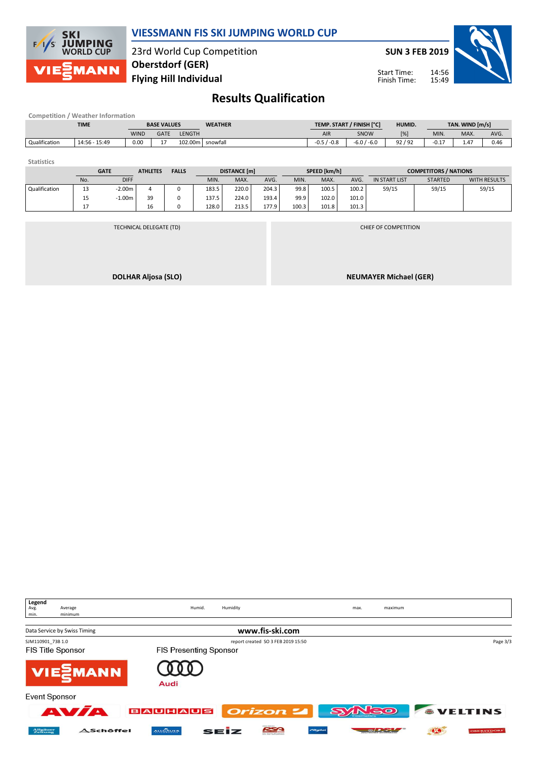# VIESSMANN FIS SKI JUMPING WORLD CUP

23rd World Cup Competition
**Oberstdorf (GER)**
**Flying Hill Individual**

**SUN 3 FEB 2019**

Start Time: 14:56
Finish Time: 15:49

## Results Qualification

Competition / Weather Information

| | TIME | BASE VALUES | | | WEATHER | TEMP. START / FINISH [°C] | | HUMID. | TAN. WIND [m/s] | | |
|---|---|---|---|---|---|---|---|---|---|---|---|
| | | WIND | GATE | LENGTH | | AIR | SNOW | [%] | MIN. | MAX. | AVG. |
| Qualification | 14:56 - 15:49 | 0.00 | 17 | 102.00m | snowfall | -0.5 / -0.8 | -6.0 / -6.0 | 92 / 92 | -0.17 | 1.47 | 0.46 |

Statistics

| | GATE | | ATHLETES | FALLS | DISTANCE [m] | | | SPEED [km/h] | | | COMPETITORS / NATIONS | | |
|---|---|---|---|---|---|---|---|---|---|---|---|---|---|
| | No. | DIFF | | | MIN. | MAX. | AVG. | MIN. | MAX. | AVG. | IN START LIST | STARTED | WITH RESULTS |
| Qualification | 13 | -2.00m | 4 | 0 | 183.5 | 220.0 | 204.3 | 99.8 | 100.5 | 100.2 | 59/15 | 59/15 | 59/15 |
| | 15 | -1.00m | 39 | 0 | 137.5 | 224.0 | 193.4 | 99.9 | 102.0 | 101.0 | | | |
| | 17 | | 16 | 0 | 128.0 | 213.5 | 177.9 | 100.3 | 101.8 | 101.3 | | | |

| TECHNICAL DELEGATE (TD) | CHIEF OF COMPETITION |
|---|---|
| **DOLHAR Aljosa (SLO)** | **NEUMAYER Michael (GER)** |

**Legend**

| | | | | | |
|---|---|---|---|---|---|
| Avg. | Average | Humid. | Humidity | max. | maximum |
| min. | minimum | | | | |

Data Service by Swiss Timing — www.fis-ski.com

SJM110901_73B 1.0 — report created SO 3 FEB 2019 15:50

FIS Title Sponsor: VIESSMANN

FIS Presenting Sponsor: Audi

Event Sponsor